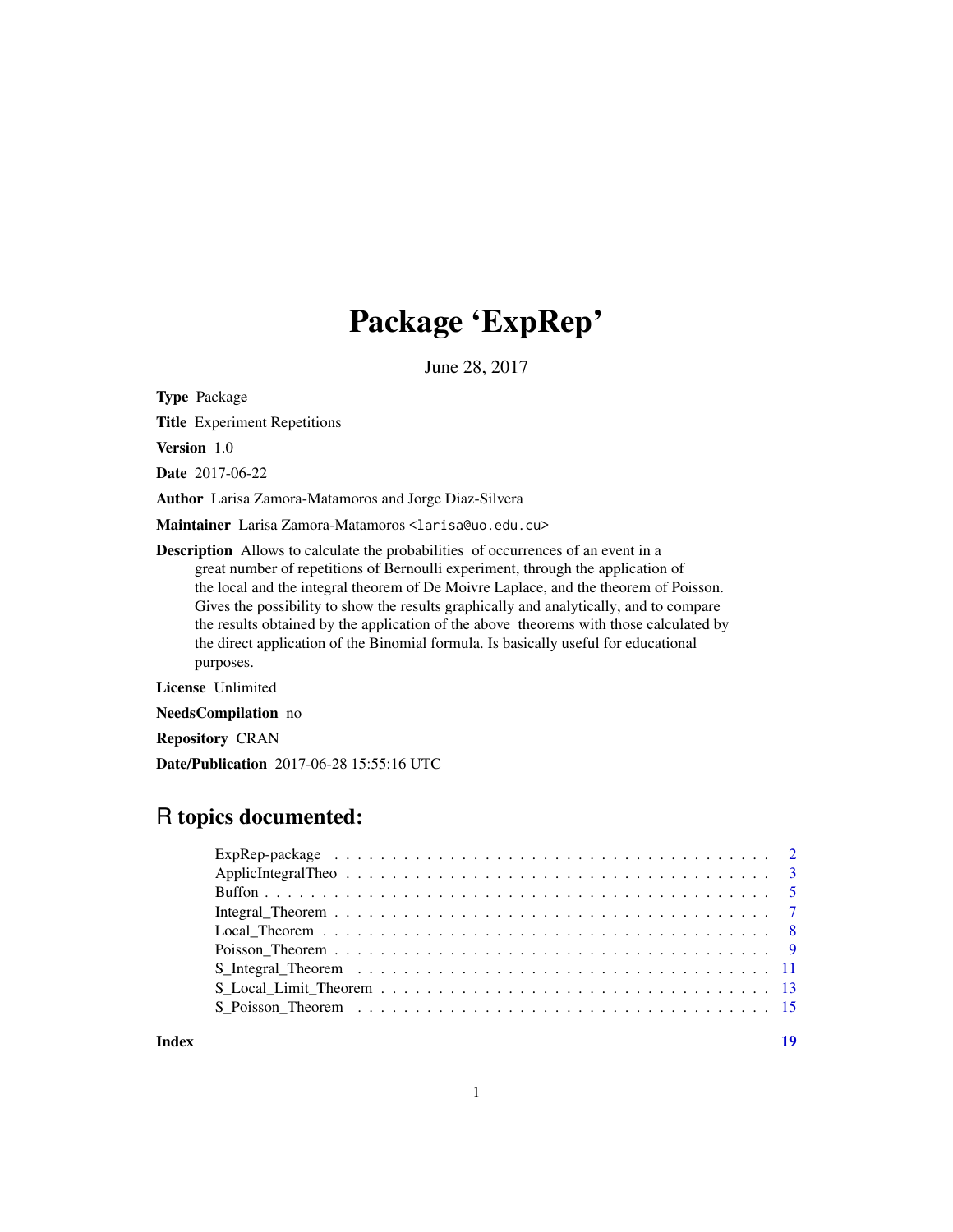# Package 'ExpRep'

June 28, 2017

**Type** Package

**Title** Experiment Repetitions

**Version** 1.0

**Date** 2017-06-22

**Author** Larisa Zamora-Matamoros and Jorge Diaz-Silvera

**Maintainer** Larisa Zamora-Matamoros <larisa@uo.edu.cu>

**Description** Allows to calculate the probabilities of occurrences of an event in a great number of repetitions of Bernoulli experiment, through the application of the local and the integral theorem of De Moivre Laplace, and the theorem of Poisson. Gives the possibility to show the results graphically and analytically, and to compare the results obtained by the application of the above theorems with those calculated by the direct application of the Binomial formula. Is basically useful for educational purposes.

**License** Unlimited

**NeedsCompilation** no

**Repository** CRAN

**Date/Publication** 2017-06-28 15:55:16 UTC

## R topics documented:

| | |
|---|---|
| ExpRep-package | 2 |
| ApplicIntegralTheo | 3 |
| Buffon | 5 |
| Integral_Theorem | 7 |
| Local_Theorem | 8 |
| Poisson_Theorem | 9 |
| S_Integral_Theorem | 11 |
| S_Local_Limit_Theorem | 13 |
| S_Poisson_Theorem | 15 |
| **Index** | **19** |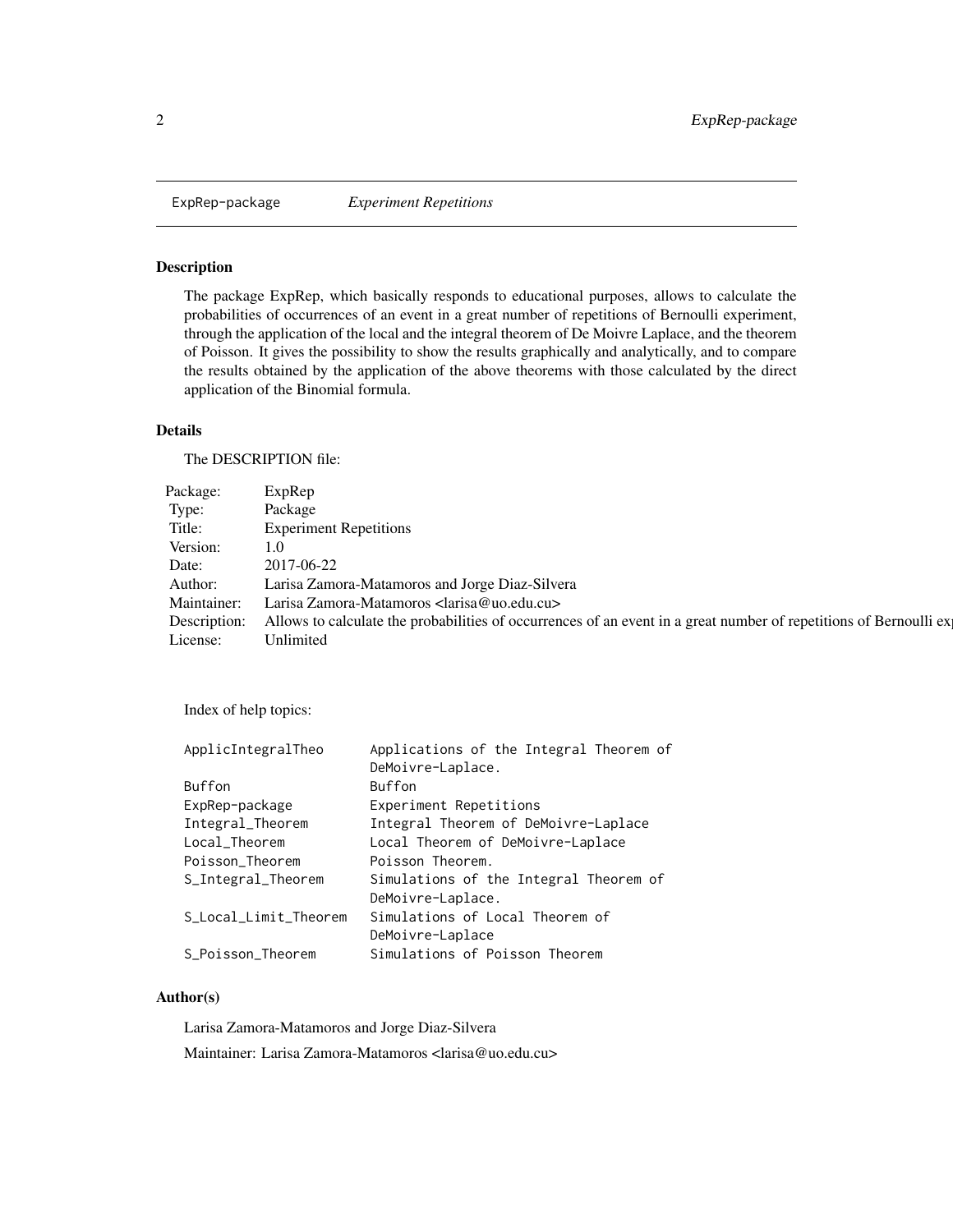ExpRep-package *Experiment Repetitions*

## Description

The package ExpRep, which basically responds to educational purposes, allows to calculate the probabilities of occurrences of an event in a great number of repetitions of Bernoulli experiment, through the application of the local and the integral theorem of De Moivre Laplace, and the theorem of Poisson. It gives the possibility to show the results graphically and analytically, and to compare the results obtained by the application of the above theorems with those calculated by the direct application of the Binomial formula.

## Details

The DESCRIPTION file:

| | |
|---|---|
| Package: | ExpRep |
| Type: | Package |
| Title: | Experiment Repetitions |
| Version: | 1.0 |
| Date: | 2017-06-22 |
| Author: | Larisa Zamora-Matamoros and Jorge Diaz-Silvera |
| Maintainer: | Larisa Zamora-Matamoros <larisa@uo.edu.cu> |
| Description: | Allows to calculate the probabilities of occurrences of an event in a great number of repetitions of Bernoulli ex |
| License: | Unlimited |

Index of help topics:

```
ApplicIntegralTheo      Applications of the Integral Theorem of
                        DeMoivre-Laplace.
Buffon                  Buffon
ExpRep-package          Experiment Repetitions
Integral_Theorem        Integral Theorem of DeMoivre-Laplace
Local_Theorem           Local Theorem of DeMoivre-Laplace
Poisson_Theorem         Poisson Theorem.
S_Integral_Theorem      Simulations of the Integral Theorem of
                        DeMoivre-Laplace.
S_Local_Limit_Theorem   Simulations of Local Theorem of
                        DeMoivre-Laplace
S_Poisson_Theorem       Simulations of Poisson Theorem
```

## Author(s)

Larisa Zamora-Matamoros and Jorge Diaz-Silvera

Maintainer: Larisa Zamora-Matamoros <larisa@uo.edu.cu>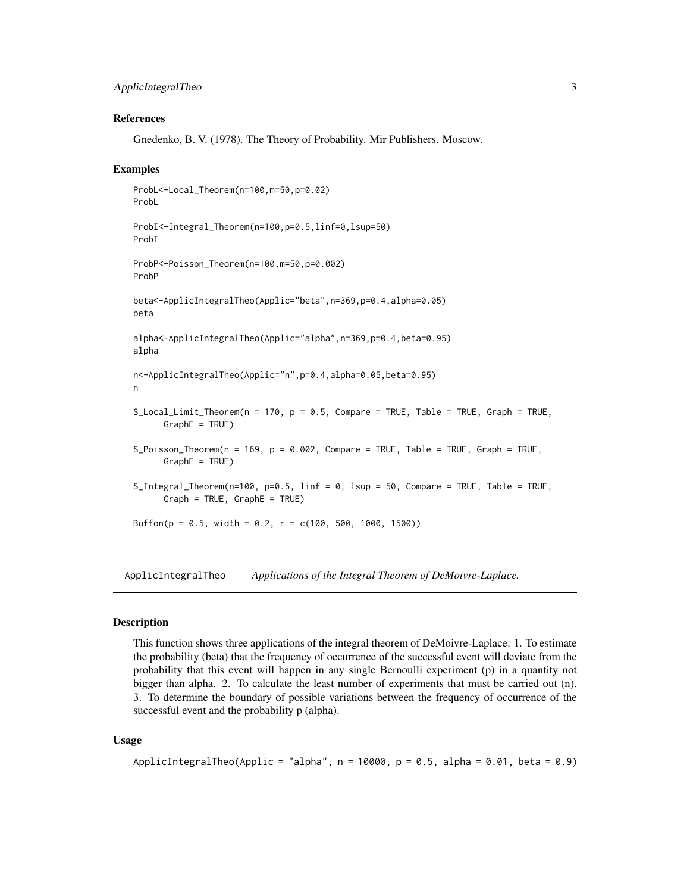### References

Gnedenko, B. V. (1978). The Theory of Probability. Mir Publishers. Moscow.

### Examples

```
ProbL<-Local_Theorem(n=100,m=50,p=0.02)
ProbL

ProbI<-Integral_Theorem(n=100,p=0.5,linf=0,lsup=50)
ProbI

ProbP<-Poisson_Theorem(n=100,m=50,p=0.002)
ProbP

beta<-ApplicIntegralTheo(Applic="beta",n=369,p=0.4,alpha=0.05)
beta

alpha<-ApplicIntegralTheo(Applic="alpha",n=369,p=0.4,beta=0.95)
alpha

n<-ApplicIntegralTheo(Applic="n",p=0.4,alpha=0.05,beta=0.95)
n

S_Local_Limit_Theorem(n = 170, p = 0.5, Compare = TRUE, Table = TRUE, Graph = TRUE,
      GraphE = TRUE)

S_Poisson_Theorem(n = 169, p = 0.002, Compare = TRUE, Table = TRUE, Graph = TRUE,
      GraphE = TRUE)

S_Integral_Theorem(n=100, p=0.5, linf = 0, lsup = 50, Compare = TRUE, Table = TRUE,
      Graph = TRUE, GraphE = TRUE)

Buffon(p = 0.5, width = 0.2, r = c(100, 500, 1000, 1500))
```

## ApplicIntegralTheo *Applications of the Integral Theorem of DeMoivre-Laplace.*

### Description

This function shows three applications of the integral theorem of DeMoivre-Laplace: 1. To estimate the probability (beta) that the frequency of occurrence of the successful event will deviate from the probability that this event will happen in any single Bernoulli experiment (p) in a quantity not bigger than alpha. 2. To calculate the least number of experiments that must be carried out (n). 3. To determine the boundary of possible variations between the frequency of occurrence of the successful event and the probability p (alpha).

### Usage

```
ApplicIntegralTheo(Applic = "alpha", n = 10000, p = 0.5, alpha = 0.01, beta = 0.9)
```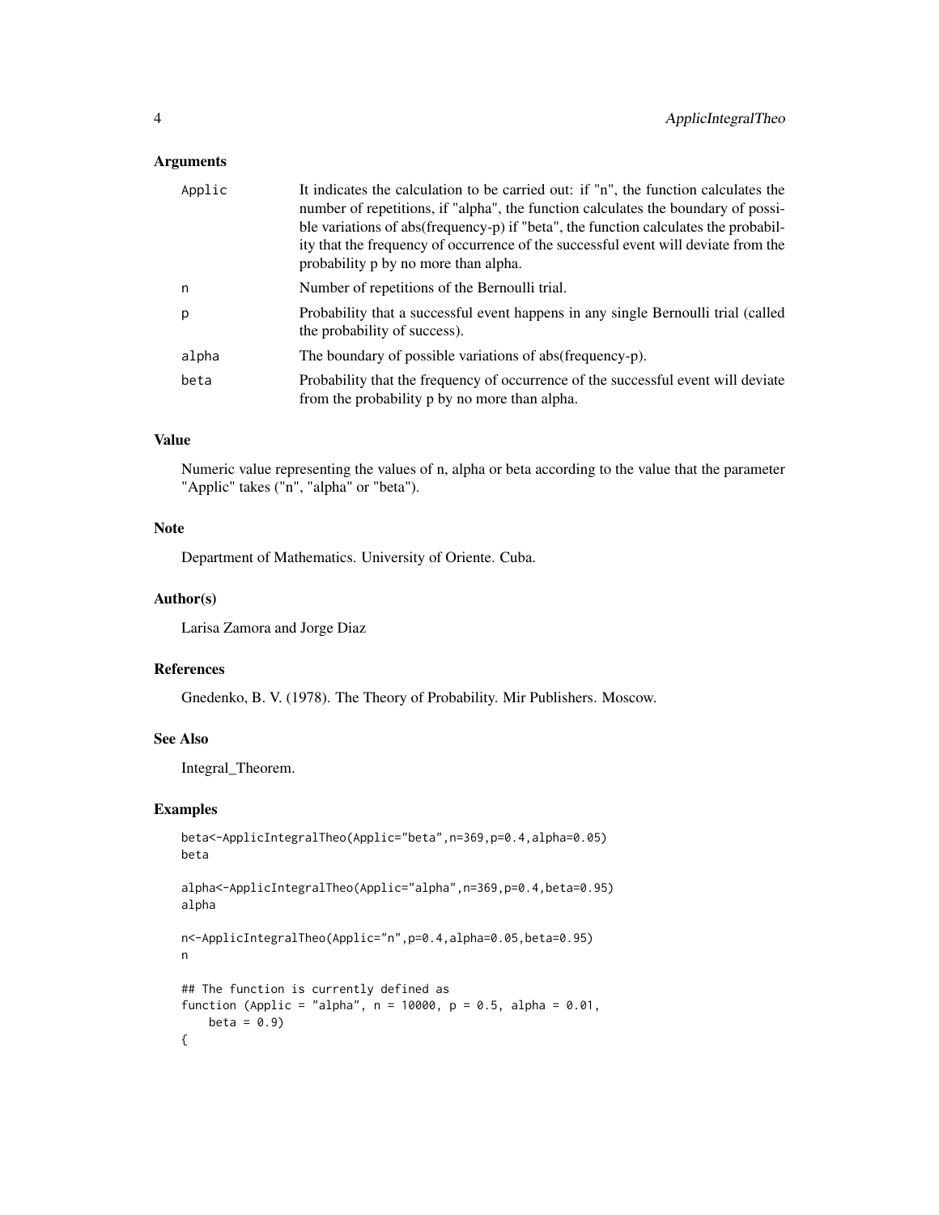### Arguments

| | |
|---|---|
| Applic | It indicates the calculation to be carried out: if "n", the function calculates the number of repetitions, if "alpha", the function calculates the boundary of possible variations of abs(frequency-p) if "beta", the function calculates the probability that the frequency of occurrence of the successful event will deviate from the probability p by no more than alpha. |
| n | Number of repetitions of the Bernoulli trial. |
| p | Probability that a successful event happens in any single Bernoulli trial (called the probability of success). |
| alpha | The boundary of possible variations of abs(frequency-p). |
| beta | Probability that the frequency of occurrence of the successful event will deviate from the probability p by no more than alpha. |

### Value

Numeric value representing the values of n, alpha or beta according to the value that the parameter "Applic" takes ("n", "alpha" or "beta").

### Note

Department of Mathematics. University of Oriente. Cuba.

### Author(s)

Larisa Zamora and Jorge Diaz

### References

Gnedenko, B. V. (1978). The Theory of Probability. Mir Publishers. Moscow.

### See Also

Integral_Theorem.

### Examples

```
beta<-ApplicIntegralTheo(Applic="beta",n=369,p=0.4,alpha=0.05)
beta

alpha<-ApplicIntegralTheo(Applic="alpha",n=369,p=0.4,beta=0.95)
alpha

n<-ApplicIntegralTheo(Applic="n",p=0.4,alpha=0.05,beta=0.95)
n

## The function is currently defined as
function (Applic = "alpha", n = 10000, p = 0.5, alpha = 0.01,
    beta = 0.9)
{
```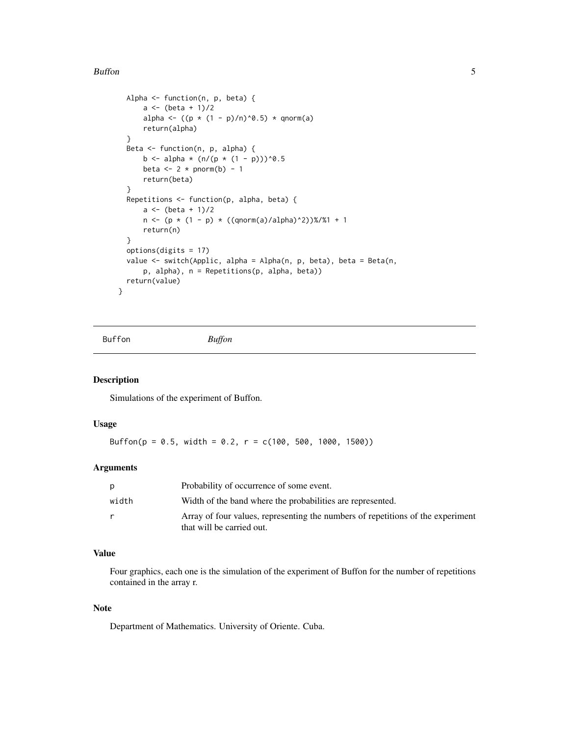```
    Alpha <- function(n, p, beta) {
        a <- (beta + 1)/2
        alpha <- ((p * (1 - p)/n)^0.5) * qnorm(a)
        return(alpha)
    }
    Beta <- function(n, p, alpha) {
        b <- alpha * (n/(p * (1 - p)))^0.5
        beta <- 2 * pnorm(b) - 1
        return(beta)
    }
    Repetitions <- function(p, alpha, beta) {
        a <- (beta + 1)/2
        n <- (p * (1 - p) * ((qnorm(a)/alpha)^2))%/%1 + 1
        return(n)
    }
    options(digits = 17)
    value <- switch(Applic, alpha = Alpha(n, p, beta), beta = Beta(n,
        p, alpha), n = Repetitions(p, alpha, beta))
    return(value)
  }
```

---

## Buffon *Buffon*

---

### Description

Simulations of the experiment of Buffon.

### Usage

```
Buffon(p = 0.5, width = 0.2, r = c(100, 500, 1000, 1500))
```

### Arguments

| | |
|---|---|
| p | Probability of occurrence of some event. |
| width | Width of the band where the probabilities are represented. |
| r | Array of four values, representing the numbers of repetitions of the experiment that will be carried out. |

### Value

Four graphics, each one is the simulation of the experiment of Buffon for the number of repetitions contained in the array r.

### Note

Department of Mathematics. University of Oriente. Cuba.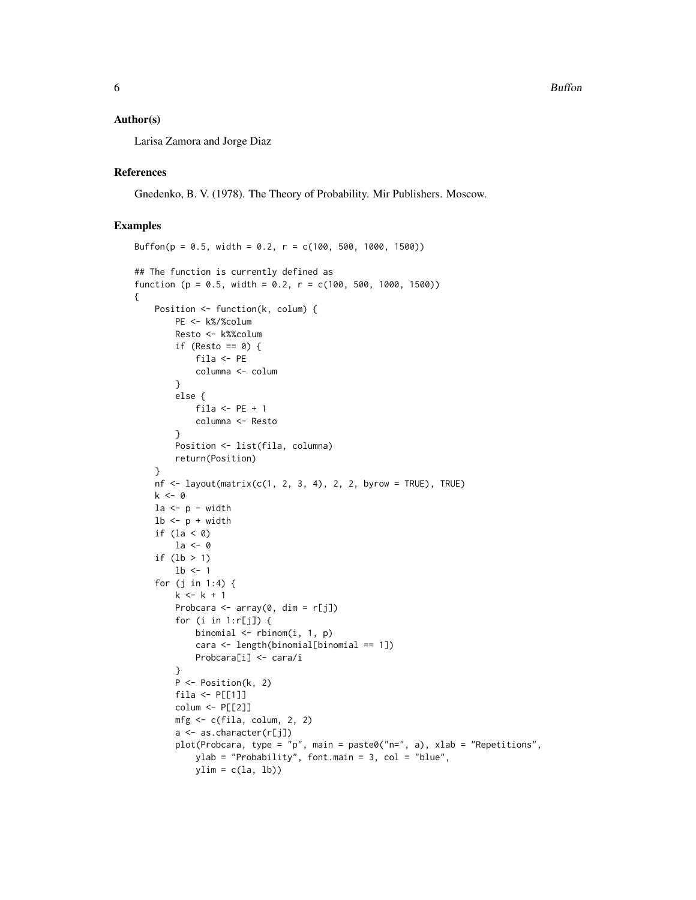### Author(s)

Larisa Zamora and Jorge Diaz

### References

Gnedenko, B. V. (1978). The Theory of Probability. Mir Publishers. Moscow.

### Examples

```
Buffon(p = 0.5, width = 0.2, r = c(100, 500, 1000, 1500))

## The function is currently defined as
function (p = 0.5, width = 0.2, r = c(100, 500, 1000, 1500))
{
    Position <- function(k, colum) {
        PE <- k%/%colum
        Resto <- k%%colum
        if (Resto == 0) {
            fila <- PE
            columna <- colum
        }
        else {
            fila <- PE + 1
            columna <- Resto
        }
        Position <- list(fila, columna)
        return(Position)
    }
    nf <- layout(matrix(c(1, 2, 3, 4), 2, 2, byrow = TRUE), TRUE)
    k <- 0
    la <- p - width
    lb <- p + width
    if (la < 0)
        la <- 0
    if (lb > 1)
        lb <- 1
    for (j in 1:4) {
        k <- k + 1
        Probcara <- array(0, dim = r[j])
        for (i in 1:r[j]) {
            binomial <- rbinom(i, 1, p)
            cara <- length(binomial[binomial == 1])
            Probcara[i] <- cara/i
        }
        P <- Position(k, 2)
        fila <- P[[1]]
        colum <- P[[2]]
        mfg <- c(fila, colum, 2, 2)
        a <- as.character(r[j])
        plot(Probcara, type = "p", main = paste0("n=", a), xlab = "Repetitions",
            ylab = "Probability", font.main = 3, col = "blue",
            ylim = c(la, lb))
```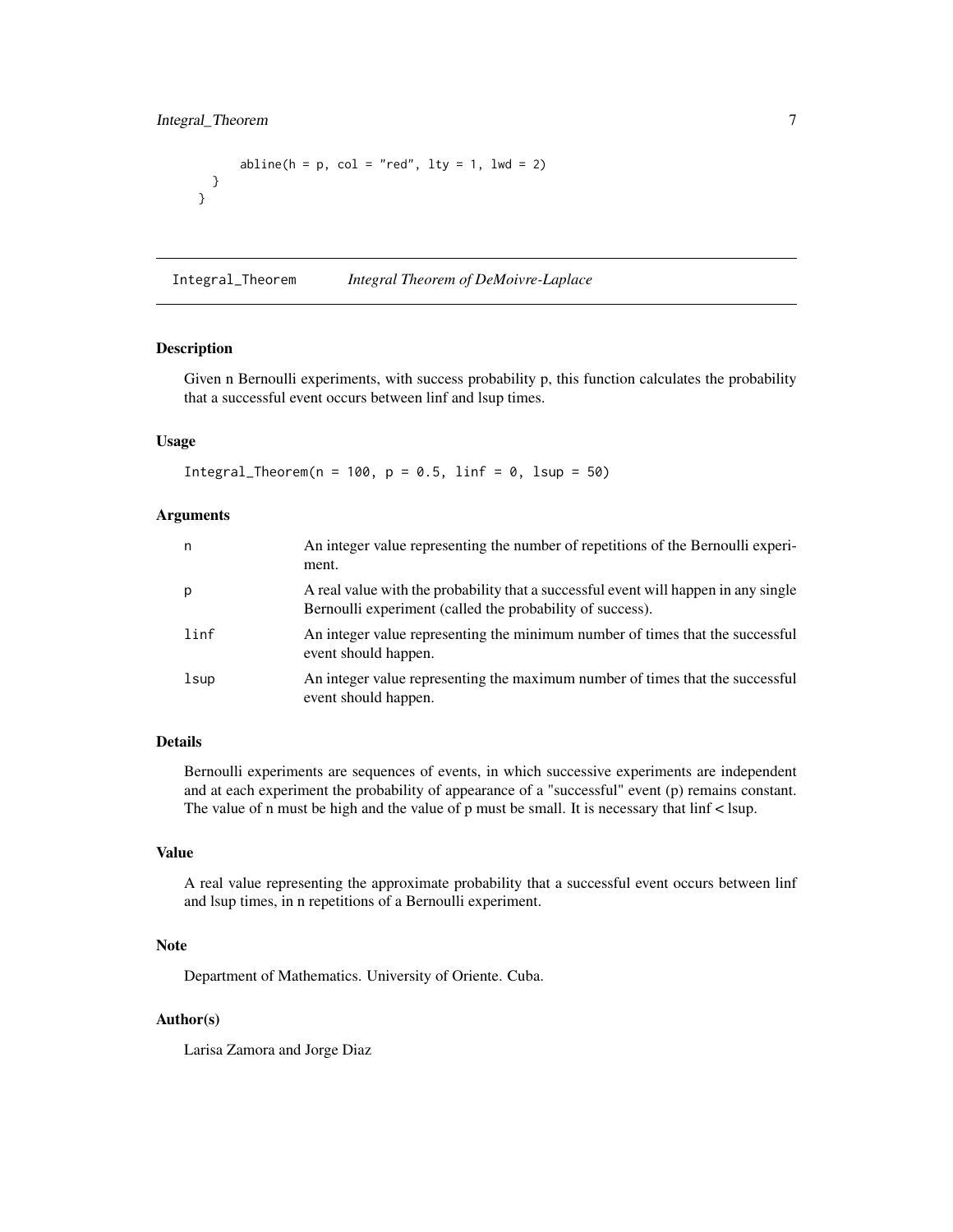```
        abline(h = p, col = "red", lty = 1, lwd = 2)
    }
  }
```

## Integral_Theorem — *Integral Theorem of DeMoivre-Laplace*

### Description

Given n Bernoulli experiments, with success probability p, this function calculates the probability that a successful event occurs between linf and lsup times.

### Usage

```
Integral_Theorem(n = 100, p = 0.5, linf = 0, lsup = 50)
```

### Arguments

| | |
|---|---|
| n | An integer value representing the number of repetitions of the Bernoulli experiment. |
| p | A real value with the probability that a successful event will happen in any single Bernoulli experiment (called the probability of success). |
| linf | An integer value representing the minimum number of times that the successful event should happen. |
| lsup | An integer value representing the maximum number of times that the successful event should happen. |

### Details

Bernoulli experiments are sequences of events, in which successive experiments are independent and at each experiment the probability of appearance of a "successful" event (p) remains constant. The value of n must be high and the value of p must be small. It is necessary that linf < lsup.

### Value

A real value representing the approximate probability that a successful event occurs between linf and lsup times, in n repetitions of a Bernoulli experiment.

### Note

Department of Mathematics. University of Oriente. Cuba.

### Author(s)

Larisa Zamora and Jorge Diaz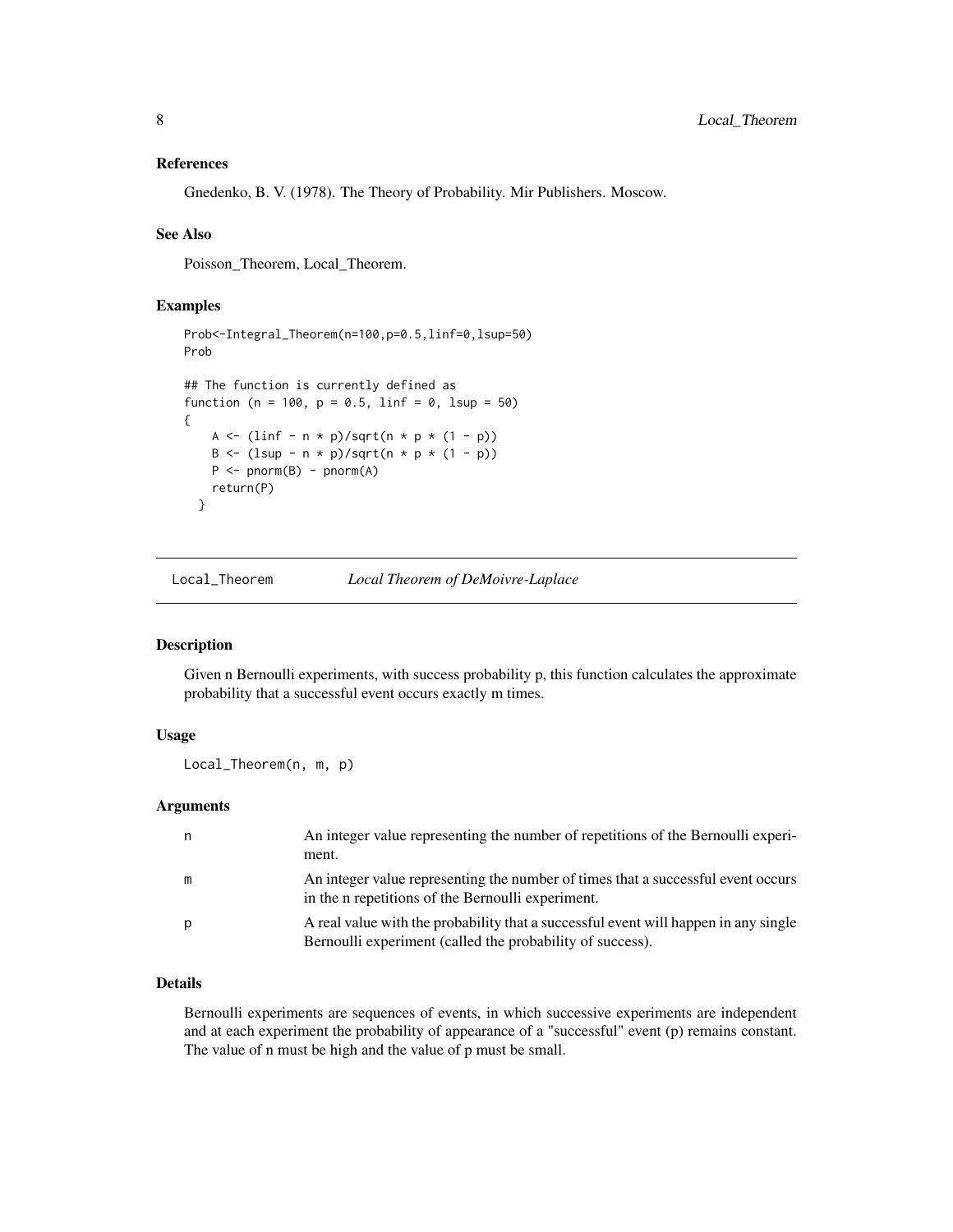### References

Gnedenko, B. V. (1978). The Theory of Probability. Mir Publishers. Moscow.

### See Also

Poisson_Theorem, Local_Theorem.

### Examples

```
Prob<-Integral_Theorem(n=100,p=0.5,linf=0,lsup=50)
Prob

## The function is currently defined as
function (n = 100, p = 0.5, linf = 0, lsup = 50)
{
    A <- (linf - n * p)/sqrt(n * p * (1 - p))
    B <- (lsup - n * p)/sqrt(n * p * (1 - p))
    P <- pnorm(B) - pnorm(A)
    return(P)
  }
```

---

## Local_Theorem *Local Theorem of DeMoivre-Laplace*

### Description

Given n Bernoulli experiments, with success probability p, this function calculates the approximate probability that a successful event occurs exactly m times.

### Usage

```
Local_Theorem(n, m, p)
```

### Arguments

| | |
|---|---|
| n | An integer value representing the number of repetitions of the Bernoulli experiment. |
| m | An integer value representing the number of times that a successful event occurs in the n repetitions of the Bernoulli experiment. |
| p | A real value with the probability that a successful event will happen in any single Bernoulli experiment (called the probability of success). |

### Details

Bernoulli experiments are sequences of events, in which successive experiments are independent and at each experiment the probability of appearance of a "successful" event (p) remains constant. The value of n must be high and the value of p must be small.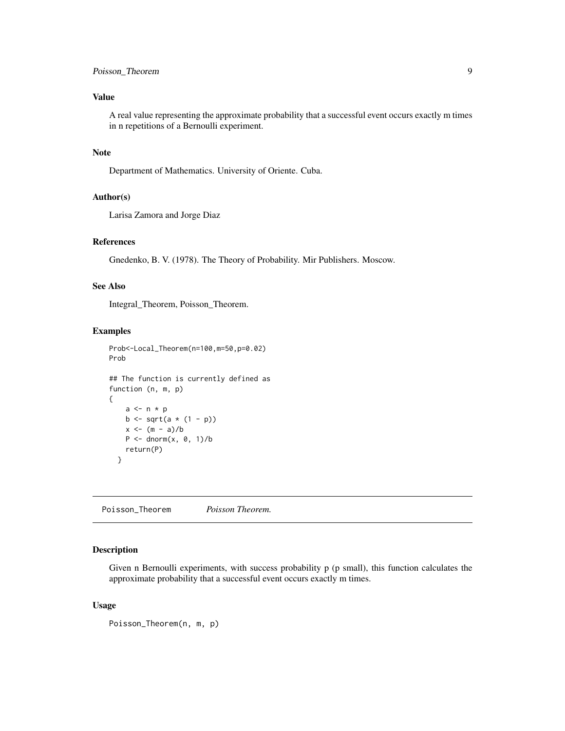### Value

A real value representing the approximate probability that a successful event occurs exactly m times in n repetitions of a Bernoulli experiment.

### Note

Department of Mathematics. University of Oriente. Cuba.

### Author(s)

Larisa Zamora and Jorge Diaz

### References

Gnedenko, B. V. (1978). The Theory of Probability. Mir Publishers. Moscow.

### See Also

Integral_Theorem, Poisson_Theorem.

### Examples

```
Prob<-Local_Theorem(n=100,m=50,p=0.02)
Prob

## The function is currently defined as
function (n, m, p)
{
    a <- n * p
    b <- sqrt(a * (1 - p))
    x <- (m - a)/b
    P <- dnorm(x, 0, 1)/b
    return(P)
  }
```

---

## Poisson_Theorem *Poisson Theorem.*

---

### Description

Given n Bernoulli experiments, with success probability p (p small), this function calculates the approximate probability that a successful event occurs exactly m times.

### Usage

```
Poisson_Theorem(n, m, p)
```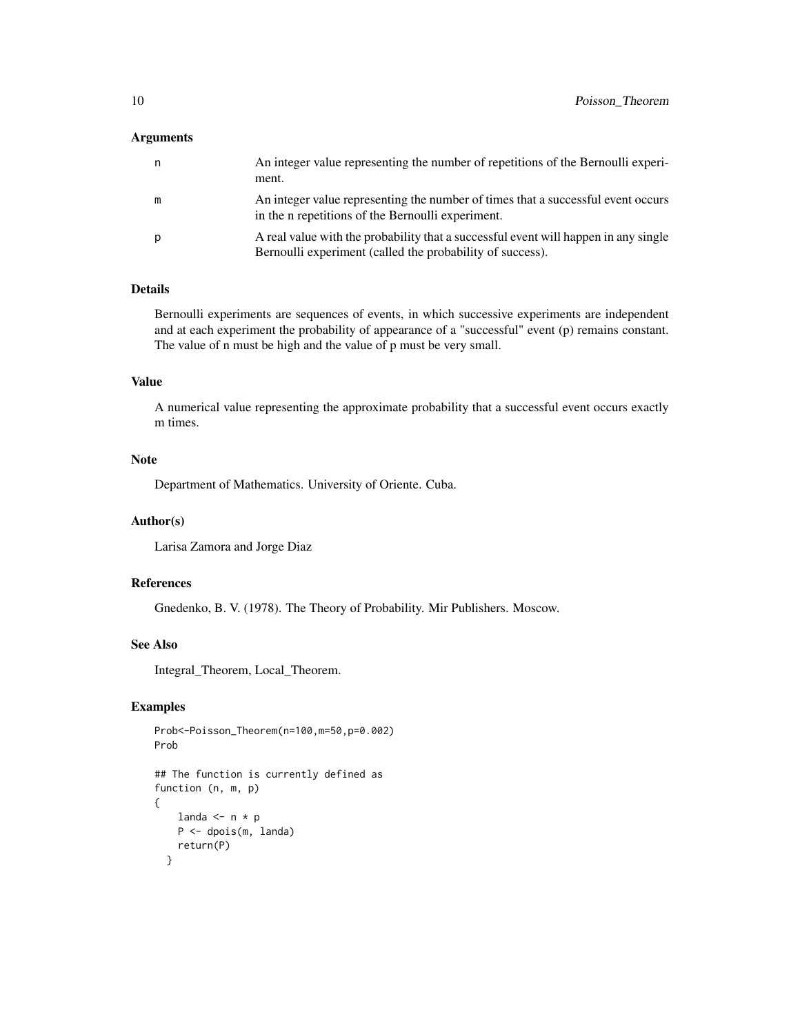### Arguments

| | |
|---|---|
| n | An integer value representing the number of repetitions of the Bernoulli experiment. |
| m | An integer value representing the number of times that a successful event occurs in the n repetitions of the Bernoulli experiment. |
| p | A real value with the probability that a successful event will happen in any single Bernoulli experiment (called the probability of success). |

### Details

Bernoulli experiments are sequences of events, in which successive experiments are independent and at each experiment the probability of appearance of a "successful" event (p) remains constant. The value of n must be high and the value of p must be very small.

### Value

A numerical value representing the approximate probability that a successful event occurs exactly m times.

### Note

Department of Mathematics. University of Oriente. Cuba.

### Author(s)

Larisa Zamora and Jorge Diaz

### References

Gnedenko, B. V. (1978). The Theory of Probability. Mir Publishers. Moscow.

### See Also

Integral_Theorem, Local_Theorem.

### Examples

```
Prob<-Poisson_Theorem(n=100,m=50,p=0.002)
Prob

## The function is currently defined as
function (n, m, p)
{
    landa <- n * p
    P <- dpois(m, landa)
    return(P)
  }
```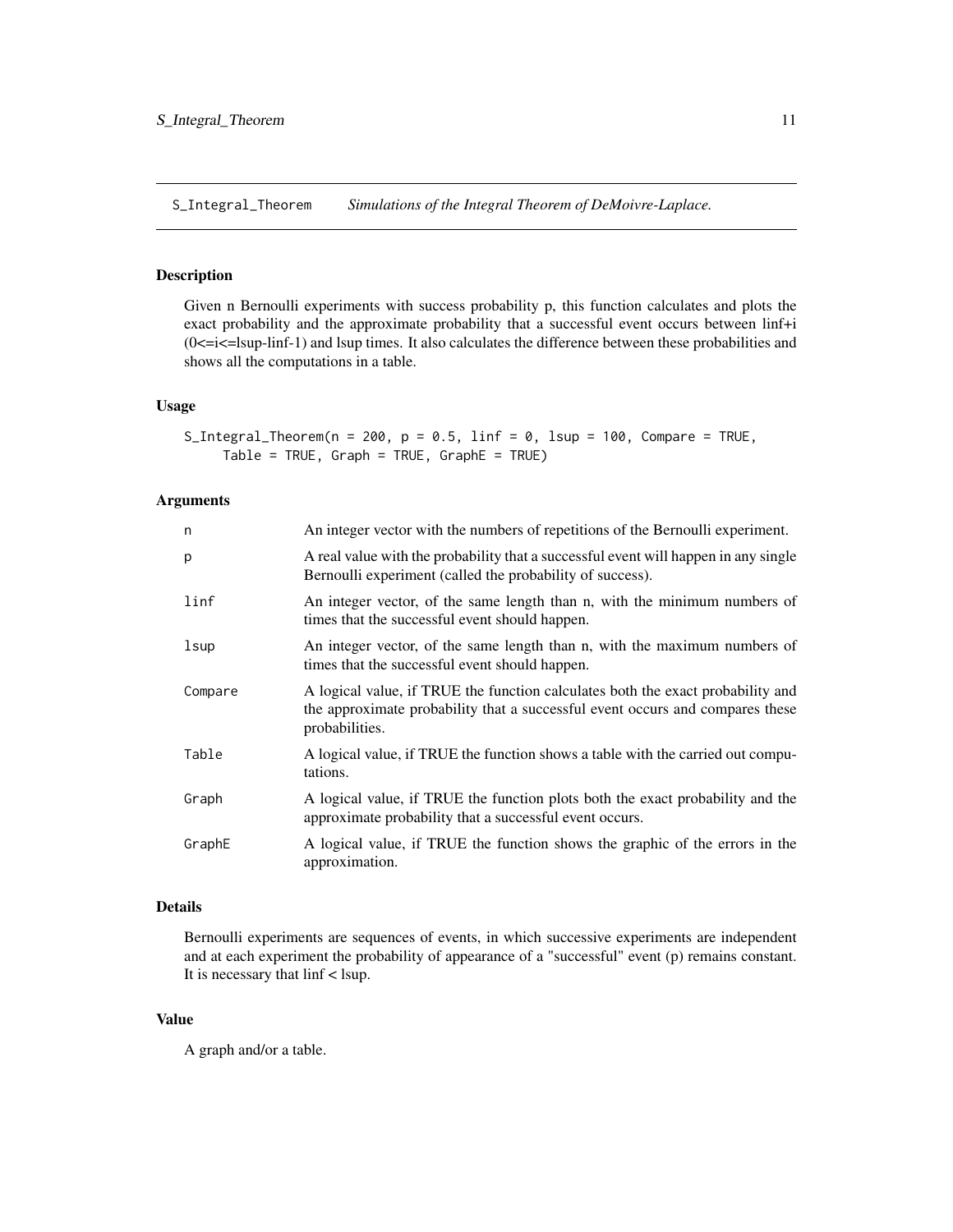# S_Integral_Theorem — *Simulations of the Integral Theorem of DeMoivre-Laplace.*

## Description

Given n Bernoulli experiments with success probability p, this function calculates and plots the exact probability and the approximate probability that a successful event occurs between linf+i (0<=i<=lsup-linf-1) and lsup times. It also calculates the difference between these probabilities and shows all the computations in a table.

## Usage

```
S_Integral_Theorem(n = 200, p = 0.5, linf = 0, lsup = 100, Compare = TRUE,
     Table = TRUE, Graph = TRUE, GraphE = TRUE)
```

## Arguments

| | |
|---|---|
| n | An integer vector with the numbers of repetitions of the Bernoulli experiment. |
| p | A real value with the probability that a successful event will happen in any single Bernoulli experiment (called the probability of success). |
| linf | An integer vector, of the same length than n, with the minimum numbers of times that the successful event should happen. |
| lsup | An integer vector, of the same length than n, with the maximum numbers of times that the successful event should happen. |
| Compare | A logical value, if TRUE the function calculates both the exact probability and the approximate probability that a successful event occurs and compares these probabilities. |
| Table | A logical value, if TRUE the function shows a table with the carried out computations. |
| Graph | A logical value, if TRUE the function plots both the exact probability and the approximate probability that a successful event occurs. |
| GraphE | A logical value, if TRUE the function shows the graphic of the errors in the approximation. |

## Details

Bernoulli experiments are sequences of events, in which successive experiments are independent and at each experiment the probability of appearance of a "successful" event (p) remains constant. It is necessary that linf < lsup.

## Value

A graph and/or a table.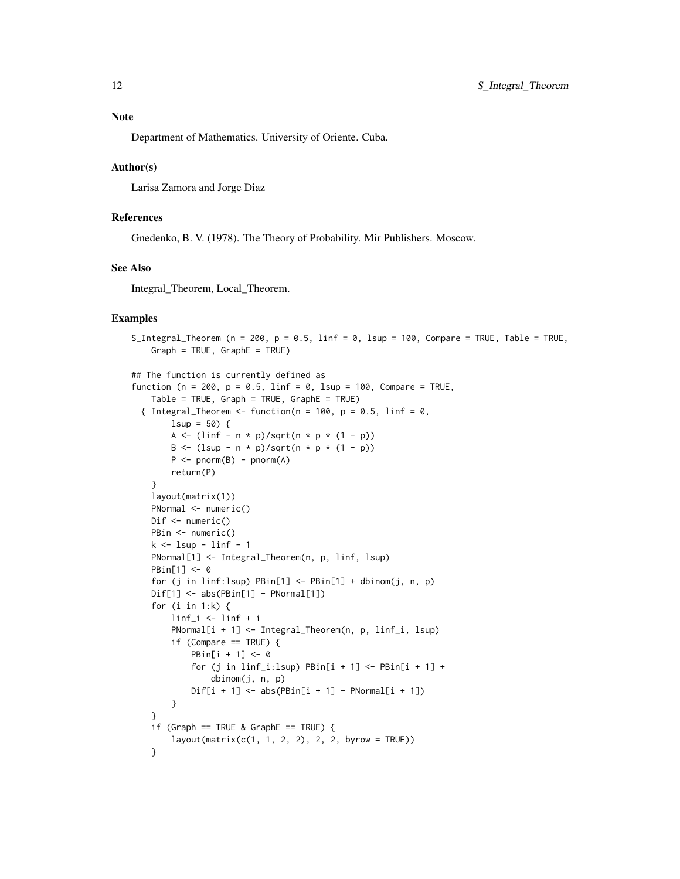## Note

Department of Mathematics. University of Oriente. Cuba.

## Author(s)

Larisa Zamora and Jorge Diaz

## References

Gnedenko, B. V. (1978). The Theory of Probability. Mir Publishers. Moscow.

## See Also

Integral_Theorem, Local_Theorem.

## Examples

```
S_Integral_Theorem (n = 200, p = 0.5, linf = 0, lsup = 100, Compare = TRUE, Table = TRUE,
    Graph = TRUE, GraphE = TRUE)

## The function is currently defined as
function (n = 200, p = 0.5, linf = 0, lsup = 100, Compare = TRUE,
    Table = TRUE, Graph = TRUE, GraphE = TRUE)
  { Integral_Theorem <- function(n = 100, p = 0.5, linf = 0,
        lsup = 50) {
        A <- (linf - n * p)/sqrt(n * p * (1 - p))
        B <- (lsup - n * p)/sqrt(n * p * (1 - p))
        P <- pnorm(B) - pnorm(A)
        return(P)
    }
    layout(matrix(1))
    PNormal <- numeric()
    Dif <- numeric()
    PBin <- numeric()
    k <- lsup - linf - 1
    PNormal[1] <- Integral_Theorem(n, p, linf, lsup)
    PBin[1] <- 0
    for (j in linf:lsup) PBin[1] <- PBin[1] + dbinom(j, n, p)
    Dif[1] <- abs(PBin[1] - PNormal[1])
    for (i in 1:k) {
        linf_i <- linf + i
        PNormal[i + 1] <- Integral_Theorem(n, p, linf_i, lsup)
        if (Compare == TRUE) {
            PBin[i + 1] <- 0
            for (j in linf_i:lsup) PBin[i + 1] <- PBin[i + 1] +
                dbinom(j, n, p)
            Dif[i + 1] <- abs(PBin[i + 1] - PNormal[i + 1])
        }
    }
    if (Graph == TRUE & GraphE == TRUE) {
        layout(matrix(c(1, 1, 2, 2), 2, 2, byrow = TRUE))
    }
```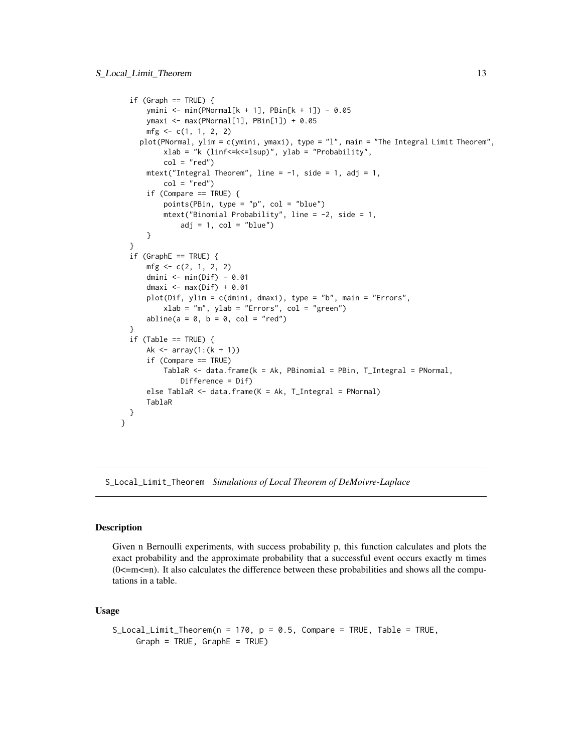```
    if (Graph == TRUE) {
        ymini <- min(PNormal[k + 1], PBin[k + 1]) - 0.05
        ymaxi <- max(PNormal[1], PBin[1]) + 0.05
        mfg <- c(1, 1, 2, 2)
      plot(PNormal, ylim = c(ymini, ymaxi), type = "l", main = "The Integral Limit Theorem",
            xlab = "k (linf<=k<=lsup)", ylab = "Probability",
            col = "red")
        mtext("Integral Theorem", line = -1, side = 1, adj = 1,
            col = "red")
        if (Compare == TRUE) {
            points(PBin, type = "p", col = "blue")
            mtext("Binomial Probability", line = -2, side = 1,
                adj = 1, col = "blue")
        }
    }
    if (GraphE == TRUE) {
        mfg <- c(2, 1, 2, 2)
        dmini <- min(Dif) - 0.01
        dmaxi <- max(Dif) + 0.01
        plot(Dif, ylim = c(dmini, dmaxi), type = "b", main = "Errors",
            xlab = "m", ylab = "Errors", col = "green")
        abline(a = 0, b = 0, col = "red")
    }
    if (Table == TRUE) {
        Ak <- array(1:(k + 1))
        if (Compare == TRUE)
            TablaR <- data.frame(k = Ak, PBinomial = PBin, T_Integral = PNormal,
                Difference = Dif)
        else TablaR <- data.frame(K = Ak, T_Integral = PNormal)
        TablaR
    }
  }
```

## S_Local_Limit_Theorem *Simulations of Local Theorem of DeMoivre-Laplace*

### Description

Given n Bernoulli experiments, with success probability p, this function calculates and plots the exact probability and the approximate probability that a successful event occurs exactly m times (0<=m<=n). It also calculates the difference between these probabilities and shows all the computations in a table.

### Usage

```
S_Local_Limit_Theorem(n = 170, p = 0.5, Compare = TRUE, Table = TRUE,
     Graph = TRUE, GraphE = TRUE)
```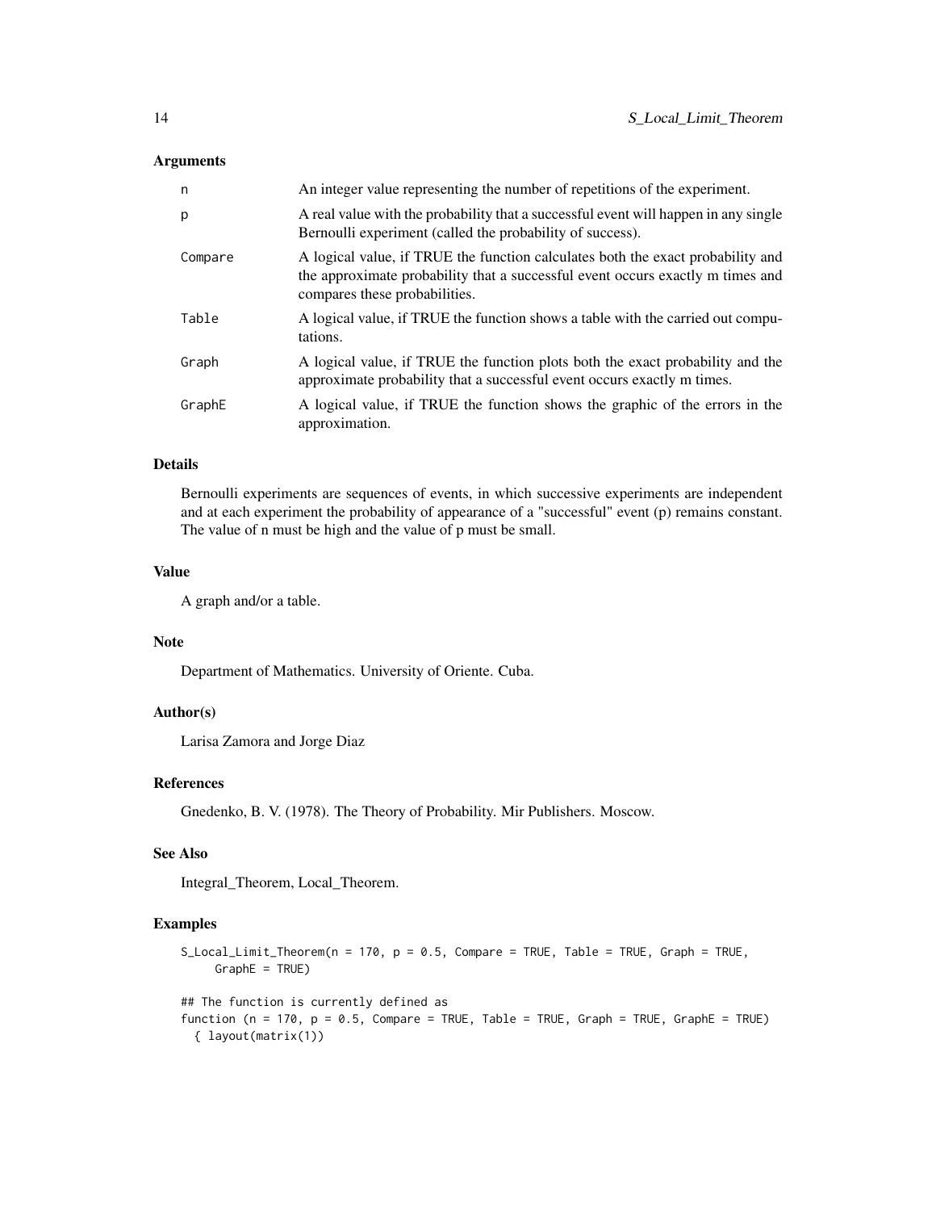## Arguments

| | |
|---|---|
| n | An integer value representing the number of repetitions of the experiment. |
| p | A real value with the probability that a successful event will happen in any single Bernoulli experiment (called the probability of success). |
| Compare | A logical value, if TRUE the function calculates both the exact probability and the approximate probability that a successful event occurs exactly m times and compares these probabilities. |
| Table | A logical value, if TRUE the function shows a table with the carried out computations. |
| Graph | A logical value, if TRUE the function plots both the exact probability and the approximate probability that a successful event occurs exactly m times. |
| GraphE | A logical value, if TRUE the function shows the graphic of the errors in the approximation. |

## Details

Bernoulli experiments are sequences of events, in which successive experiments are independent and at each experiment the probability of appearance of a "successful" event (p) remains constant. The value of n must be high and the value of p must be small.

## Value

A graph and/or a table.

## Note

Department of Mathematics. University of Oriente. Cuba.

## Author(s)

Larisa Zamora and Jorge Diaz

## References

Gnedenko, B. V. (1978). The Theory of Probability. Mir Publishers. Moscow.

## See Also

Integral_Theorem, Local_Theorem.

## Examples

```
S_Local_Limit_Theorem(n = 170, p = 0.5, Compare = TRUE, Table = TRUE, Graph = TRUE,
     GraphE = TRUE)

## The function is currently defined as
function (n = 170, p = 0.5, Compare = TRUE, Table = TRUE, Graph = TRUE, GraphE = TRUE)
  { layout(matrix(1))
```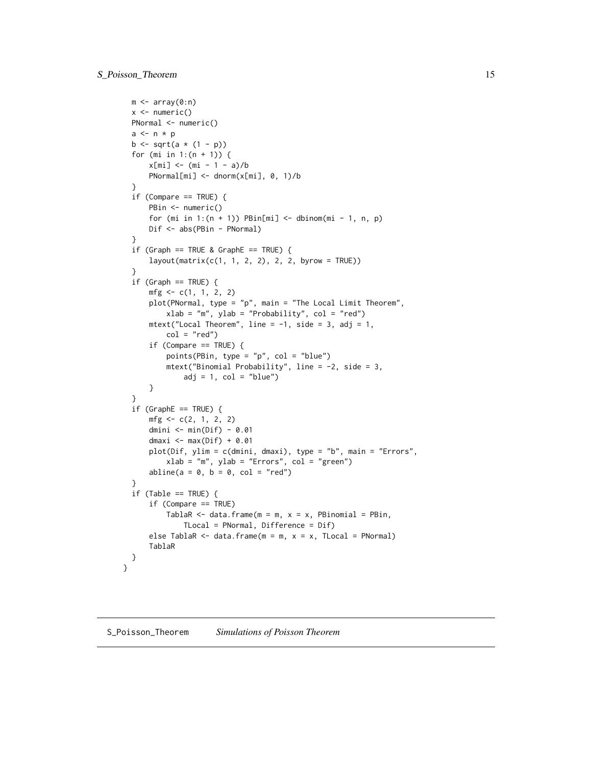```
    m <- array(0:n)
    x <- numeric()
    PNormal <- numeric()
    a <- n * p
    b <- sqrt(a * (1 - p))
    for (mi in 1:(n + 1)) {
        x[mi] <- (mi - 1 - a)/b
        PNormal[mi] <- dnorm(x[mi], 0, 1)/b
    }
    if (Compare == TRUE) {
        PBin <- numeric()
        for (mi in 1:(n + 1)) PBin[mi] <- dbinom(mi - 1, n, p)
        Dif <- abs(PBin - PNormal)
    }
    if (Graph == TRUE & GraphE == TRUE) {
        layout(matrix(c(1, 1, 2, 2), 2, 2, byrow = TRUE))
    }
    if (Graph == TRUE) {
        mfg <- c(1, 1, 2, 2)
        plot(PNormal, type = "p", main = "The Local Limit Theorem",
            xlab = "m", ylab = "Probability", col = "red")
        mtext("Local Theorem", line = -1, side = 3, adj = 1,
            col = "red")
        if (Compare == TRUE) {
            points(PBin, type = "p", col = "blue")
            mtext("Binomial Probability", line = -2, side = 3,
                adj = 1, col = "blue")
        }
    }
    if (GraphE == TRUE) {
        mfg <- c(2, 1, 2, 2)
        dmini <- min(Dif) - 0.01
        dmaxi <- max(Dif) + 0.01
        plot(Dif, ylim = c(dmini, dmaxi), type = "b", main = "Errors",
            xlab = "m", ylab = "Errors", col = "green")
        abline(a = 0, b = 0, col = "red")
    }
    if (Table == TRUE) {
        if (Compare == TRUE)
            TablaR <- data.frame(m = m, x = x, PBinomial = PBin,
                TLocal = PNormal, Difference = Dif)
        else TablaR <- data.frame(m = m, x = x, TLocal = PNormal)
        TablaR
    }
}
```

---

## S_Poisson_Theorem *Simulations of Poisson Theorem*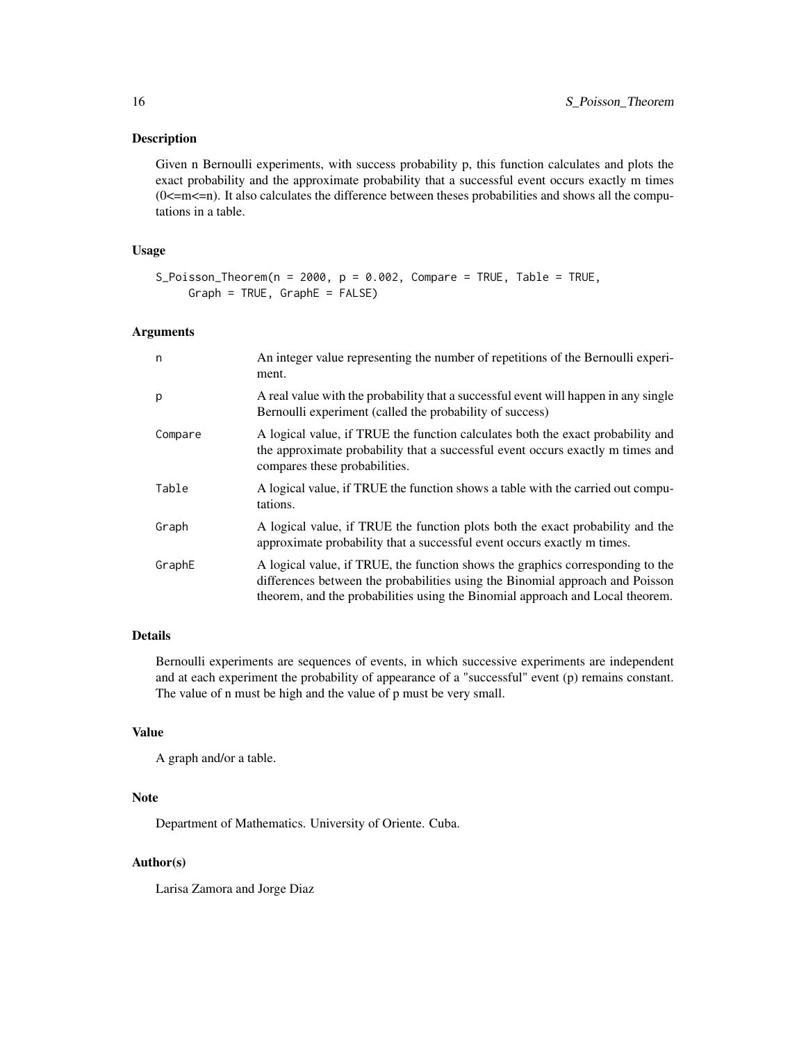## Description

Given n Bernoulli experiments, with success probability p, this function calculates and plots the exact probability and the approximate probability that a successful event occurs exactly m times (0<=m<=n). It also calculates the difference between theses probabilities and shows all the computations in a table.

## Usage

```
S_Poisson_Theorem(n = 2000, p = 0.002, Compare = TRUE, Table = TRUE,
     Graph = TRUE, GraphE = FALSE)
```

## Arguments

| | |
|---|---|
| `n` | An integer value representing the number of repetitions of the Bernoulli experiment. |
| `p` | A real value with the probability that a successful event will happen in any single Bernoulli experiment (called the probability of success) |
| `Compare` | A logical value, if TRUE the function calculates both the exact probability and the approximate probability that a successful event occurs exactly m times and compares these probabilities. |
| `Table` | A logical value, if TRUE the function shows a table with the carried out computations. |
| `Graph` | A logical value, if TRUE the function plots both the exact probability and the approximate probability that a successful event occurs exactly m times. |
| `GraphE` | A logical value, if TRUE, the function shows the graphics corresponding to the differences between the probabilities using the Binomial approach and Poisson theorem, and the probabilities using the Binomial approach and Local theorem. |

## Details

Bernoulli experiments are sequences of events, in which successive experiments are independent and at each experiment the probability of appearance of a "successful" event (p) remains constant. The value of n must be high and the value of p must be very small.

## Value

A graph and/or a table.

## Note

Department of Mathematics. University of Oriente. Cuba.

## Author(s)

Larisa Zamora and Jorge Diaz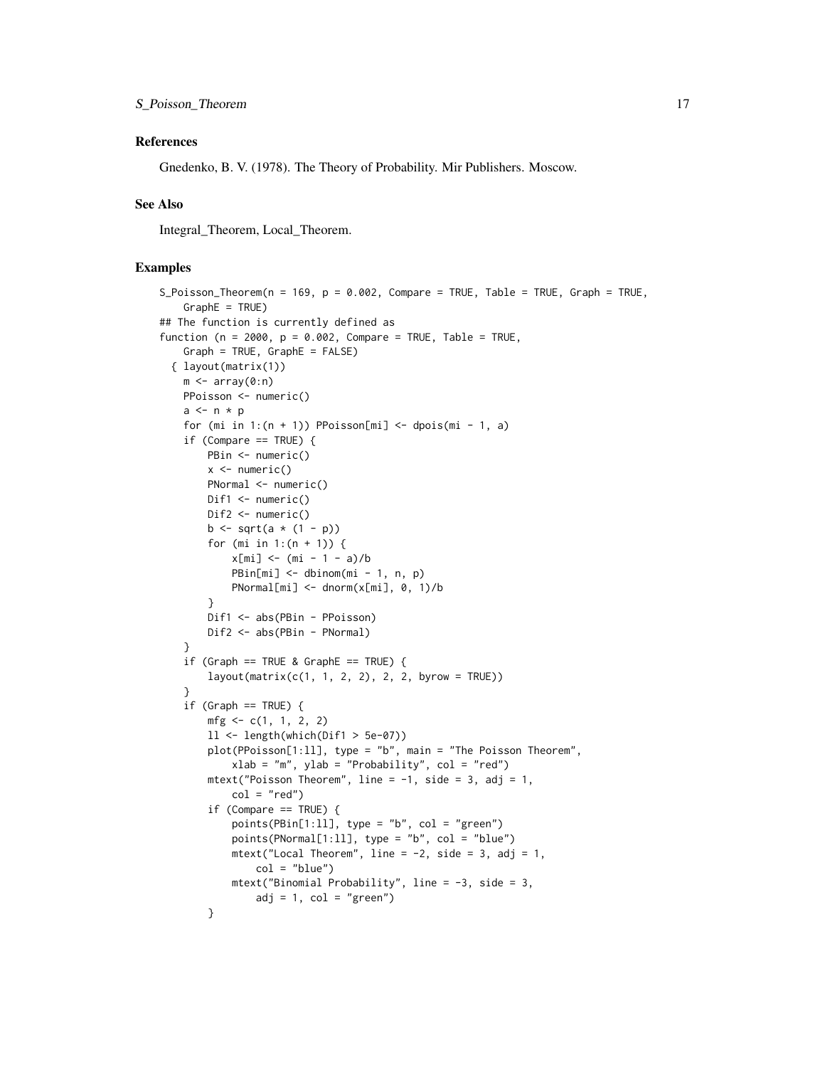## References

Gnedenko, B. V. (1978). The Theory of Probability. Mir Publishers. Moscow.

## See Also

Integral_Theorem, Local_Theorem.

## Examples

```
S_Poisson_Theorem(n = 169, p = 0.002, Compare = TRUE, Table = TRUE, Graph = TRUE,
    GraphE = TRUE)
## The function is currently defined as
function (n = 2000, p = 0.002, Compare = TRUE, Table = TRUE,
    Graph = TRUE, GraphE = FALSE)
  { layout(matrix(1))
    m <- array(0:n)
    PPoisson <- numeric()
    a <- n * p
    for (mi in 1:(n + 1)) PPoisson[mi] <- dpois(mi - 1, a)
    if (Compare == TRUE) {
        PBin <- numeric()
        x <- numeric()
        PNormal <- numeric()
        Dif1 <- numeric()
        Dif2 <- numeric()
        b <- sqrt(a * (1 - p))
        for (mi in 1:(n + 1)) {
            x[mi] <- (mi - 1 - a)/b
            PBin[mi] <- dbinom(mi - 1, n, p)
            PNormal[mi] <- dnorm(x[mi], 0, 1)/b
        }
        Dif1 <- abs(PBin - PPoisson)
        Dif2 <- abs(PBin - PNormal)
    }
    if (Graph == TRUE & GraphE == TRUE) {
        layout(matrix(c(1, 1, 2, 2), 2, 2, byrow = TRUE))
    }
    if (Graph == TRUE) {
        mfg <- c(1, 1, 2, 2)
        ll <- length(which(Dif1 > 5e-07))
        plot(PPoisson[1:ll], type = "b", main = "The Poisson Theorem",
            xlab = "m", ylab = "Probability", col = "red")
        mtext("Poisson Theorem", line = -1, side = 3, adj = 1,
            col = "red")
        if (Compare == TRUE) {
            points(PBin[1:ll], type = "b", col = "green")
            points(PNormal[1:ll], type = "b", col = "blue")
            mtext("Local Theorem", line = -2, side = 3, adj = 1,
                col = "blue")
            mtext("Binomial Probability", line = -3, side = 3,
                adj = 1, col = "green")
        }
```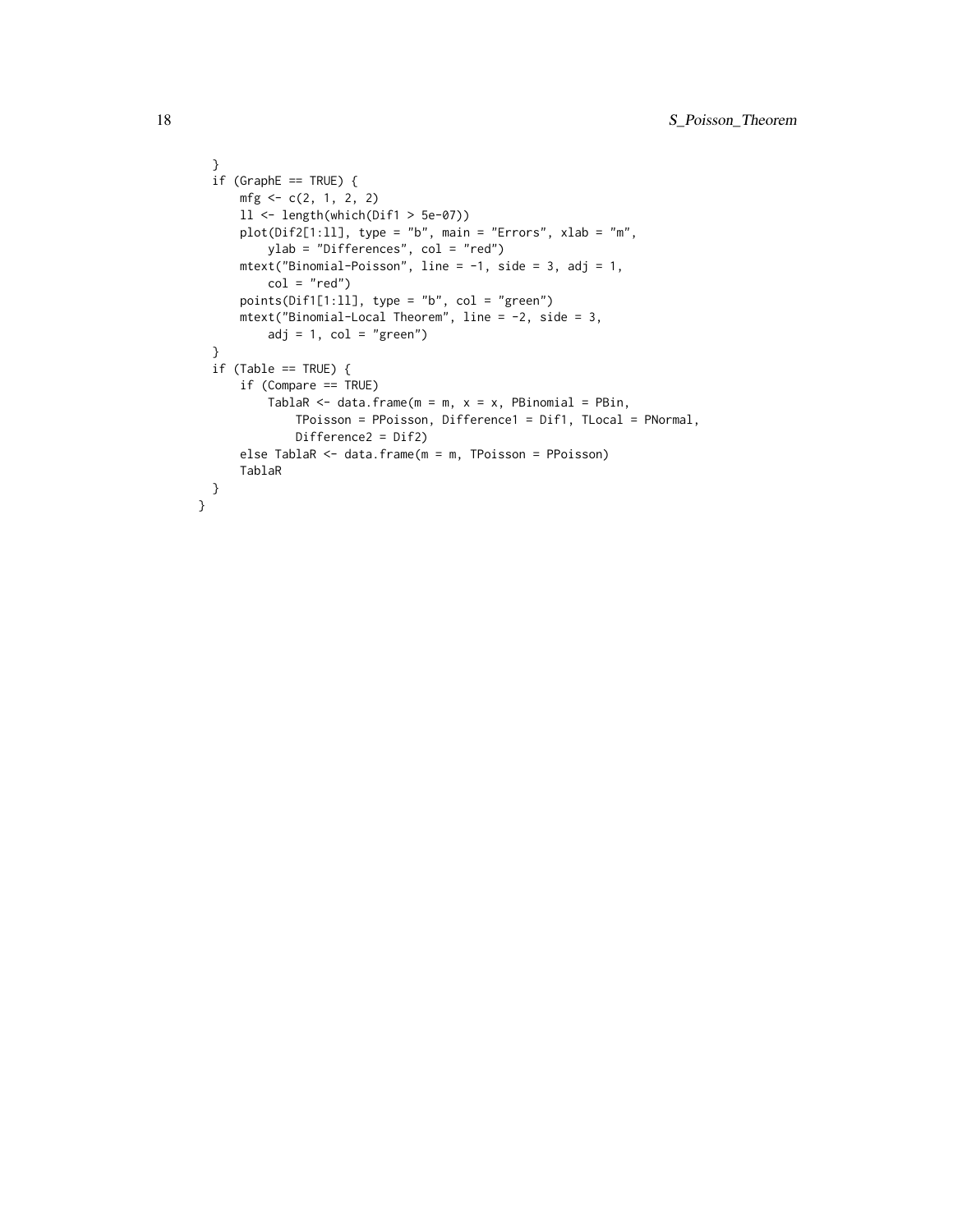```
  }
  if (GraphE == TRUE) {
      mfg <- c(2, 1, 2, 2)
      ll <- length(which(Dif1 > 5e-07))
      plot(Dif2[1:ll], type = "b", main = "Errors", xlab = "m",
          ylab = "Differences", col = "red")
      mtext("Binomial-Poisson", line = -1, side = 3, adj = 1,
          col = "red")
      points(Dif1[1:ll], type = "b", col = "green")
      mtext("Binomial-Local Theorem", line = -2, side = 3,
          adj = 1, col = "green")
  }
  if (Table == TRUE) {
      if (Compare == TRUE)
          TablaR <- data.frame(m = m, x = x, PBinomial = PBin,
              TPoisson = PPoisson, Difference1 = Dif1, TLocal = PNormal,
              Difference2 = Dif2)
      else TablaR <- data.frame(m = m, TPoisson = PPoisson)
      TablaR
  }
}
```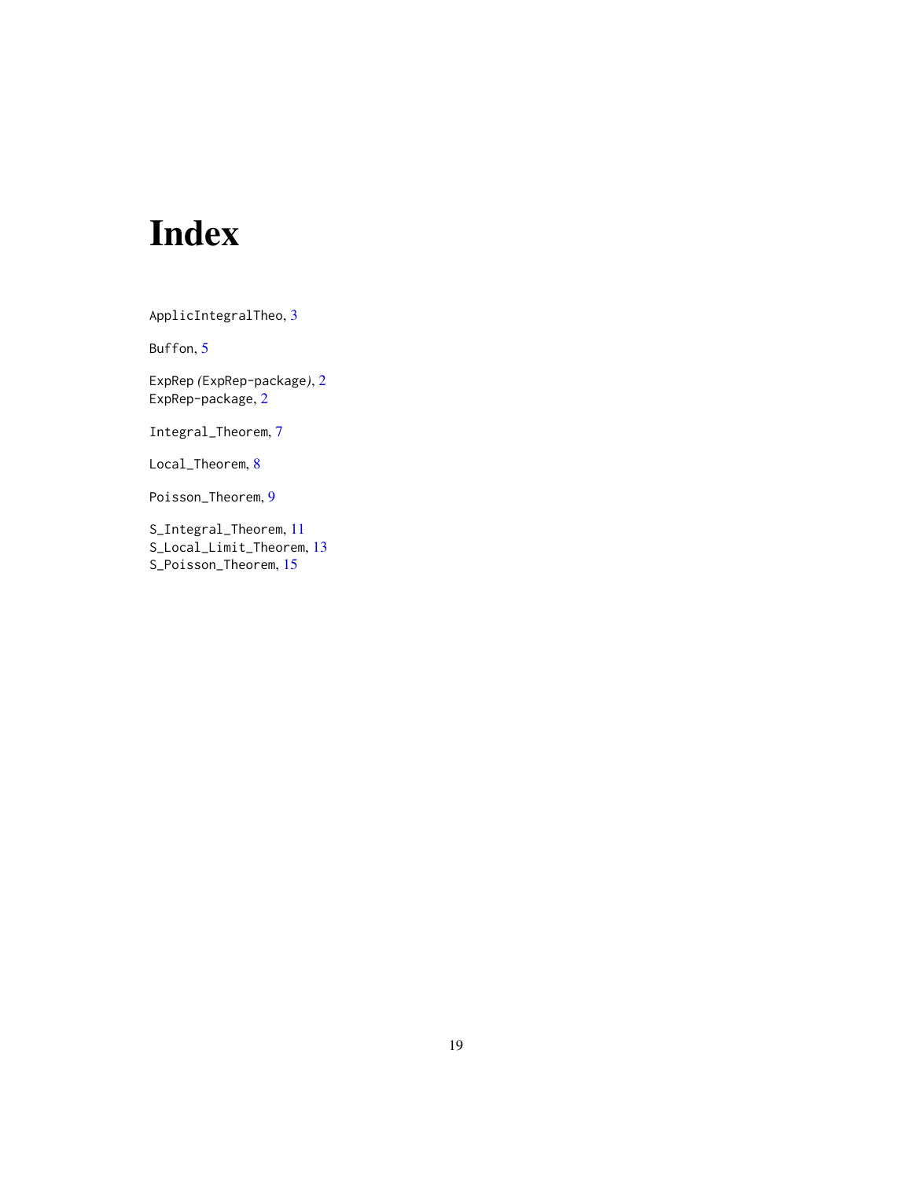# Index

ApplicIntegralTheo, 3

Buffon, 5

ExpRep (ExpRep-package), 2
ExpRep-package, 2

Integral_Theorem, 7

Local_Theorem, 8

Poisson_Theorem, 9

S_Integral_Theorem, 11
S_Local_Limit_Theorem, 13
S_Poisson_Theorem, 15